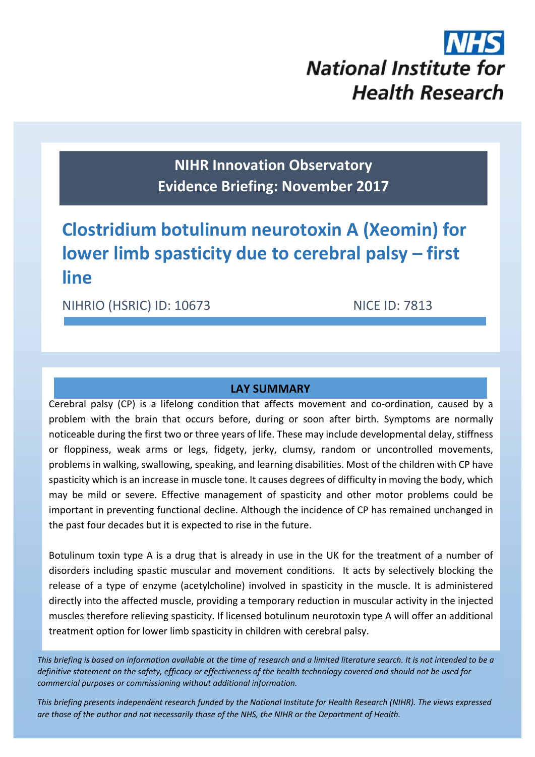National Institute for Health Research

**NIHR Innovation Observatory**
**Evidence Briefing: November 2017**

# Clostridium botulinum neurotoxin A (Xeomin) for lower limb spasticity due to cerebral palsy – first line

NIHRIO (HSRIC) ID: 10673 NICE ID: 7813

## LAY SUMMARY

Cerebral palsy (CP) is a lifelong condition that affects movement and co-ordination, caused by a problem with the brain that occurs before, during or soon after birth. Symptoms are normally noticeable during the first two or three years of life. These may include developmental delay, stiffness or floppiness, weak arms or legs, fidgety, jerky, clumsy, random or uncontrolled movements, problems in walking, swallowing, speaking, and learning disabilities. Most of the children with CP have spasticity which is an increase in muscle tone. It causes degrees of difficulty in moving the body, which may be mild or severe. Effective management of spasticity and other motor problems could be important in preventing functional decline. Although the incidence of CP has remained unchanged in the past four decades but it is expected to rise in the future.

Botulinum toxin type A is a drug that is already in use in the UK for the treatment of a number of disorders including spastic muscular and movement conditions. It acts by selectively blocking the release of a type of enzyme (acetylcholine) involved in spasticity in the muscle. It is administered directly into the affected muscle, providing a temporary reduction in muscular activity in the injected muscles therefore relieving spasticity. If licensed botulinum neurotoxin type A will offer an additional treatment option for lower limb spasticity in children with cerebral palsy.

*This briefing is based on information available at the time of research and a limited literature search. It is not intended to be a definitive statement on the safety, efficacy or effectiveness of the health technology covered and should not be used for commercial purposes or commissioning without additional information.*

*This briefing presents independent research funded by the National Institute for Health Research (NIHR). The views expressed are those of the author and not necessarily those of the NHS, the NIHR or the Department of Health.*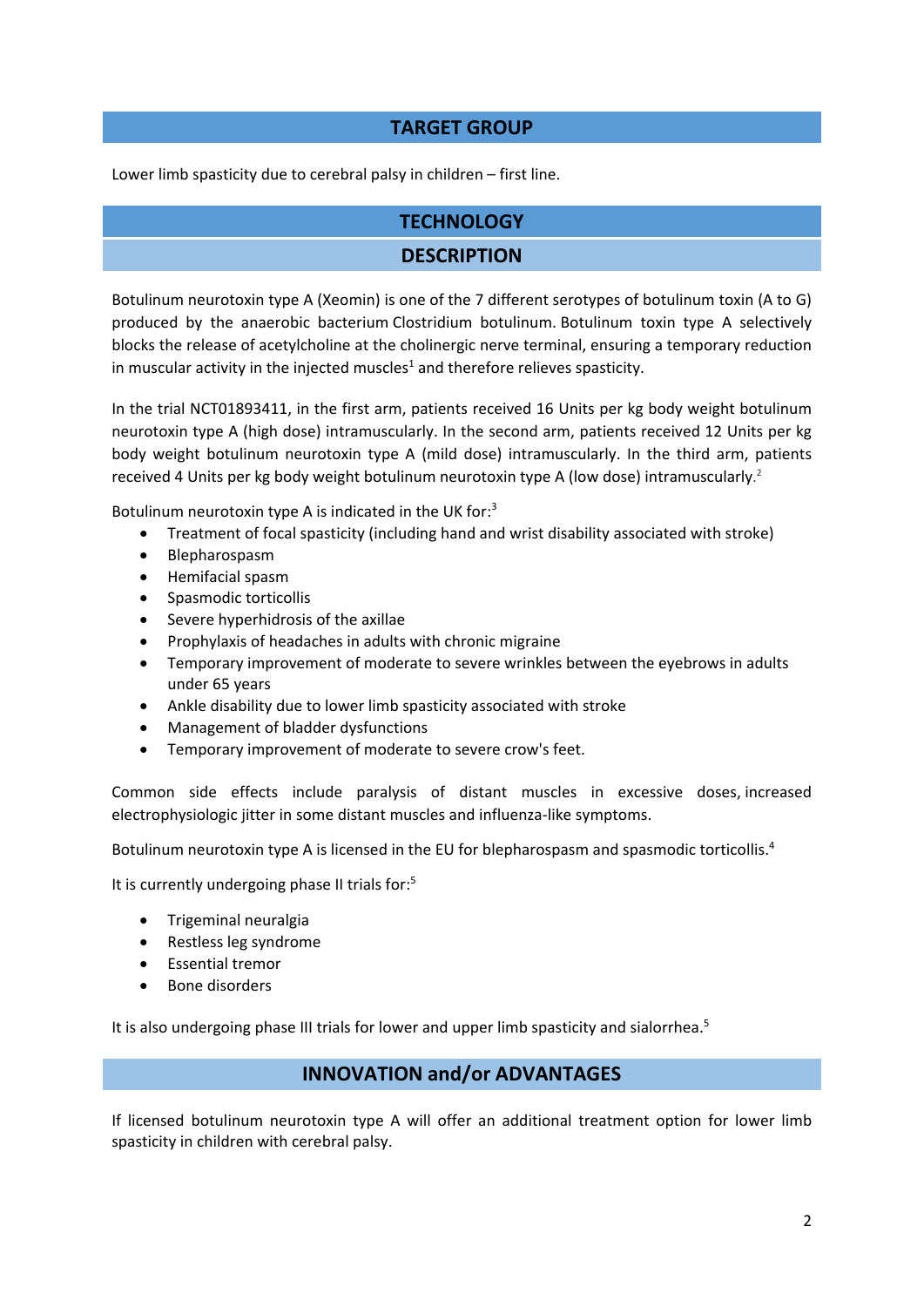## TARGET GROUP

Lower limb spasticity due to cerebral palsy in children – first line.

## TECHNOLOGY

### DESCRIPTION

Botulinum neurotoxin type A (Xeomin) is one of the 7 different serotypes of botulinum toxin (A to G) produced by the anaerobic bacterium Clostridium botulinum. Botulinum toxin type A selectively blocks the release of acetylcholine at the cholinergic nerve terminal, ensuring a temporary reduction in muscular activity in the injected muscles[1] and therefore relieves spasticity.

In the trial NCT01893411, in the first arm, patients received 16 Units per kg body weight botulinum neurotoxin type A (high dose) intramuscularly. In the second arm, patients received 12 Units per kg body weight botulinum neurotoxin type A (mild dose) intramuscularly. In the third arm, patients received 4 Units per kg body weight botulinum neurotoxin type A (low dose) intramuscularly.[2]

Botulinum neurotoxin type A is indicated in the UK for:[3]

- Treatment of focal spasticity (including hand and wrist disability associated with stroke)
- Blepharospasm
- Hemifacial spasm
- Spasmodic torticollis
- Severe hyperhidrosis of the axillae
- Prophylaxis of headaches in adults with chronic migraine
- Temporary improvement of moderate to severe wrinkles between the eyebrows in adults under 65 years
- Ankle disability due to lower limb spasticity associated with stroke
- Management of bladder dysfunctions
- Temporary improvement of moderate to severe crow's feet.

Common side effects include paralysis of distant muscles in excessive doses, increased electrophysiologic jitter in some distant muscles and influenza-like symptoms.

Botulinum neurotoxin type A is licensed in the EU for blepharospasm and spasmodic torticollis.[4]

It is currently undergoing phase II trials for:[5]

- Trigeminal neuralgia
- Restless leg syndrome
- Essential tremor
- Bone disorders

It is also undergoing phase III trials for lower and upper limb spasticity and sialorrhea.[5]

## INNOVATION and/or ADVANTAGES

If licensed botulinum neurotoxin type A will offer an additional treatment option for lower limb spasticity in children with cerebral palsy.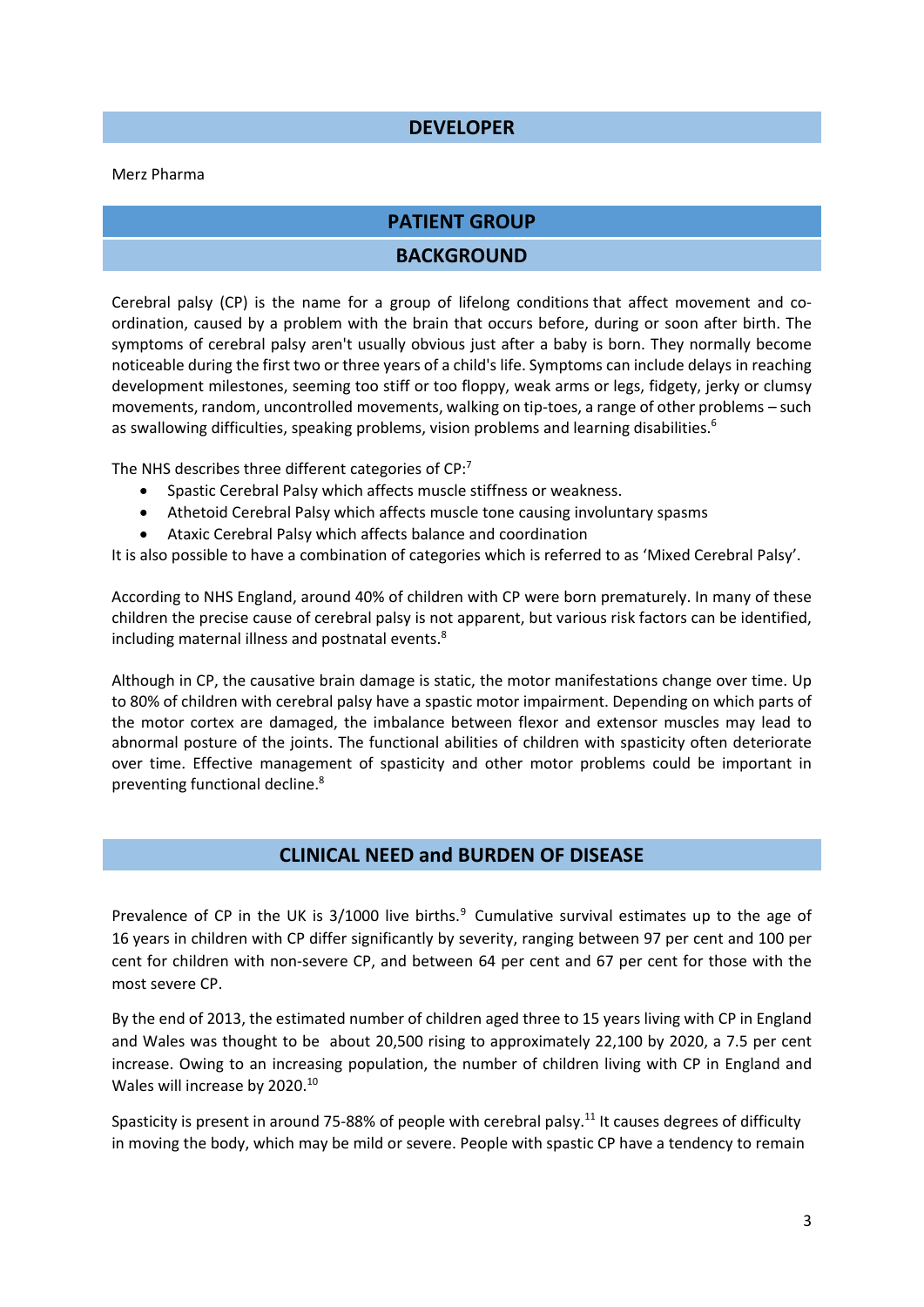## DEVELOPER

Merz Pharma

## PATIENT GROUP

### BACKGROUND

Cerebral palsy (CP) is the name for a group of lifelong conditions that affect movement and co-ordination, caused by a problem with the brain that occurs before, during or soon after birth. The symptoms of cerebral palsy aren't usually obvious just after a baby is born. They normally become noticeable during the first two or three years of a child's life. Symptoms can include delays in reaching development milestones, seeming too stiff or too floppy, weak arms or legs, fidgety, jerky or clumsy movements, random, uncontrolled movements, walking on tip-toes, a range of other problems – such as swallowing difficulties, speaking problems, vision problems and learning disabilities.[6]

The NHS describes three different categories of CP:[7]

- Spastic Cerebral Palsy which affects muscle stiffness or weakness.
- Athetoid Cerebral Palsy which affects muscle tone causing involuntary spasms
- Ataxic Cerebral Palsy which affects balance and coordination

It is also possible to have a combination of categories which is referred to as 'Mixed Cerebral Palsy'.

According to NHS England, around 40% of children with CP were born prematurely. In many of these children the precise cause of cerebral palsy is not apparent, but various risk factors can be identified, including maternal illness and postnatal events.[8]

Although in CP, the causative brain damage is static, the motor manifestations change over time. Up to 80% of children with cerebral palsy have a spastic motor impairment. Depending on which parts of the motor cortex are damaged, the imbalance between flexor and extensor muscles may lead to abnormal posture of the joints. The functional abilities of children with spasticity often deteriorate over time. Effective management of spasticity and other motor problems could be important in preventing functional decline.[8]

## CLINICAL NEED and BURDEN OF DISEASE

Prevalence of CP in the UK is 3/1000 live births.[9] Cumulative survival estimates up to the age of 16 years in children with CP differ significantly by severity, ranging between 97 per cent and 100 per cent for children with non-severe CP, and between 64 per cent and 67 per cent for those with the most severe CP.

By the end of 2013, the estimated number of children aged three to 15 years living with CP in England and Wales was thought to be about 20,500 rising to approximately 22,100 by 2020, a 7.5 per cent increase. Owing to an increasing population, the number of children living with CP in England and Wales will increase by 2020.[10]

Spasticity is present in around 75-88% of people with cerebral palsy.[11] It causes degrees of difficulty in moving the body, which may be mild or severe. People with spastic CP have a tendency to remain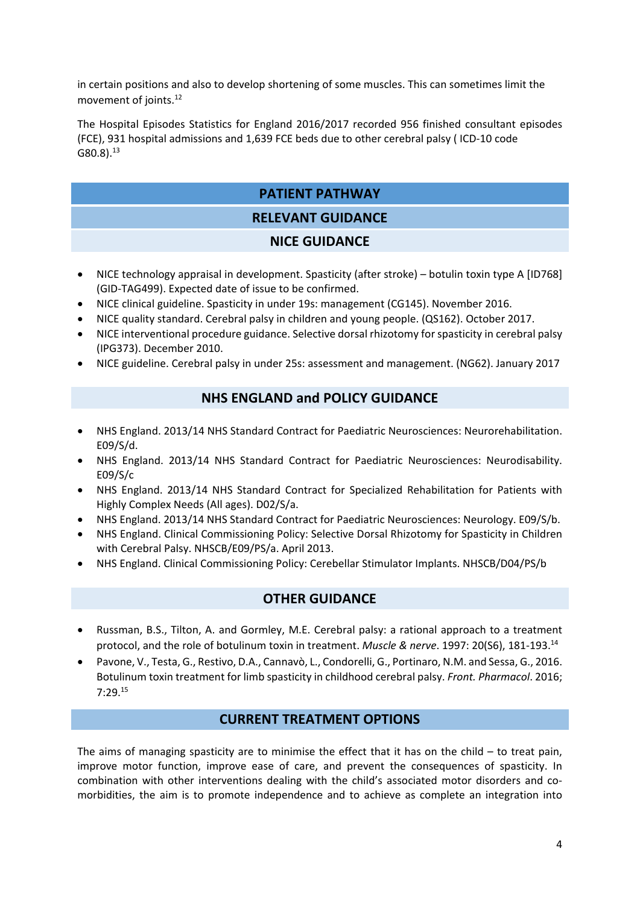in certain positions and also to develop shortening of some muscles. This can sometimes limit the movement of joints.[12]

The Hospital Episodes Statistics for England 2016/2017 recorded 956 finished consultant episodes (FCE), 931 hospital admissions and 1,639 FCE beds due to other cerebral palsy ( ICD-10 code G80.8).[13]

## PATIENT PATHWAY

## RELEVANT GUIDANCE

### NICE GUIDANCE

- NICE technology appraisal in development. Spasticity (after stroke) – botulin toxin type A [ID768] (GID-TAG499). Expected date of issue to be confirmed.
- NICE clinical guideline. Spasticity in under 19s: management (CG145). November 2016.
- NICE quality standard. Cerebral palsy in children and young people. (QS162). October 2017.
- NICE interventional procedure guidance. Selective dorsal rhizotomy for spasticity in cerebral palsy (IPG373). December 2010.
- NICE guideline. Cerebral palsy in under 25s: assessment and management. (NG62). January 2017

### NHS ENGLAND and POLICY GUIDANCE

- NHS England. 2013/14 NHS Standard Contract for Paediatric Neurosciences: Neurorehabilitation. E09/S/d.
- NHS England. 2013/14 NHS Standard Contract for Paediatric Neurosciences: Neurodisability. E09/S/c
- NHS England. 2013/14 NHS Standard Contract for Specialized Rehabilitation for Patients with Highly Complex Needs (All ages). D02/S/a.
- NHS England. 2013/14 NHS Standard Contract for Paediatric Neurosciences: Neurology. E09/S/b.
- NHS England. Clinical Commissioning Policy: Selective Dorsal Rhizotomy for Spasticity in Children with Cerebral Palsy. NHSCB/E09/PS/a. April 2013.
- NHS England. Clinical Commissioning Policy: Cerebellar Stimulator Implants. NHSCB/D04/PS/b

### OTHER GUIDANCE

- Russman, B.S., Tilton, A. and Gormley, M.E. Cerebral palsy: a rational approach to a treatment protocol, and the role of botulinum toxin in treatment. *Muscle & nerve*. 1997: 20(S6), 181-193.[14]
- Pavone, V., Testa, G., Restivo, D.A., Cannavò, L., Condorelli, G., Portinaro, N.M. and Sessa, G., 2016. Botulinum toxin treatment for limb spasticity in childhood cerebral palsy. *Front. Pharmacol*. 2016; 7:29.[15]

## CURRENT TREATMENT OPTIONS

The aims of managing spasticity are to minimise the effect that it has on the child – to treat pain, improve motor function, improve ease of care, and prevent the consequences of spasticity. In combination with other interventions dealing with the child's associated motor disorders and co-morbidities, the aim is to promote independence and to achieve as complete an integration into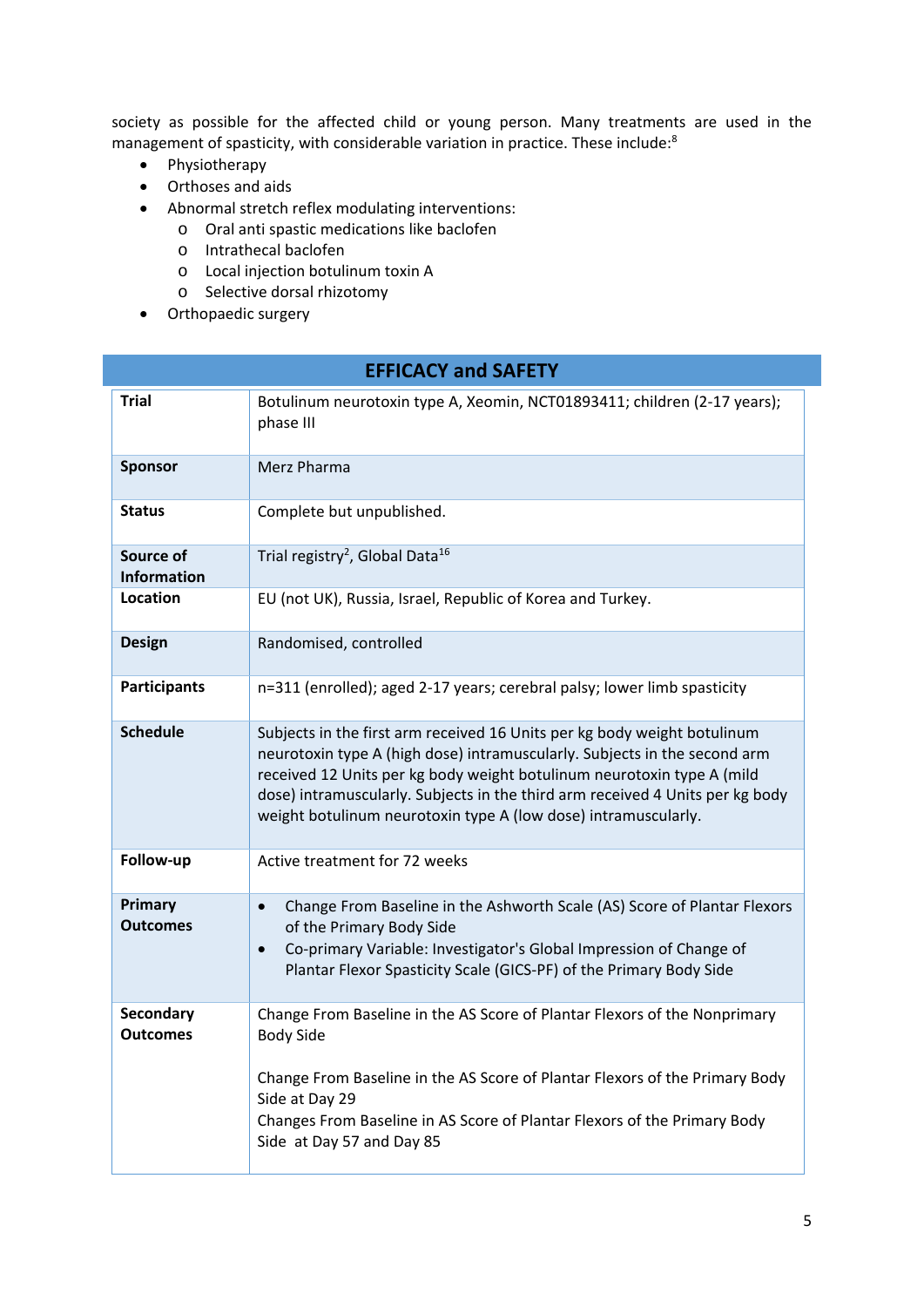society as possible for the affected child or young person. Many treatments are used in the management of spasticity, with considerable variation in practice. These include:[8]

- Physiotherapy
- Orthoses and aids
- Abnormal stretch reflex modulating interventions:
  - Oral anti spastic medications like baclofen
  - Intrathecal baclofen
  - Local injection botulinum toxin A
  - Selective dorsal rhizotomy
- Orthopaedic surgery

## EFFICACY and SAFETY

| | |
|---|---|
| **Trial** | Botulinum neurotoxin type A, Xeomin, NCT01893411; children (2-17 years); phase III |
| **Sponsor** | Merz Pharma |
| **Status** | Complete but unpublished. |
| **Source of Information** | Trial registry[2], Global Data[16] |
| **Location** | EU (not UK), Russia, Israel, Republic of Korea and Turkey. |
| **Design** | Randomised, controlled |
| **Participants** | n=311 (enrolled); aged 2-17 years; cerebral palsy; lower limb spasticity |
| **Schedule** | Subjects in the first arm received 16 Units per kg body weight botulinum neurotoxin type A (high dose) intramuscularly. Subjects in the second arm received 12 Units per kg body weight botulinum neurotoxin type A (mild dose) intramuscularly. Subjects in the third arm received 4 Units per kg body weight botulinum neurotoxin type A (low dose) intramuscularly. |
| **Follow-up** | Active treatment for 72 weeks |
| **Primary Outcomes** | • Change From Baseline in the Ashworth Scale (AS) Score of Plantar Flexors of the Primary Body Side<br>• Co-primary Variable: Investigator's Global Impression of Change of Plantar Flexor Spasticity Scale (GICS-PF) of the Primary Body Side |
| **Secondary Outcomes** | Change From Baseline in the AS Score of Plantar Flexors of the Nonprimary Body Side<br><br>Change From Baseline in the AS Score of Plantar Flexors of the Primary Body Side at Day 29<br>Changes From Baseline in AS Score of Plantar Flexors of the Primary Body Side at Day 57 and Day 85 |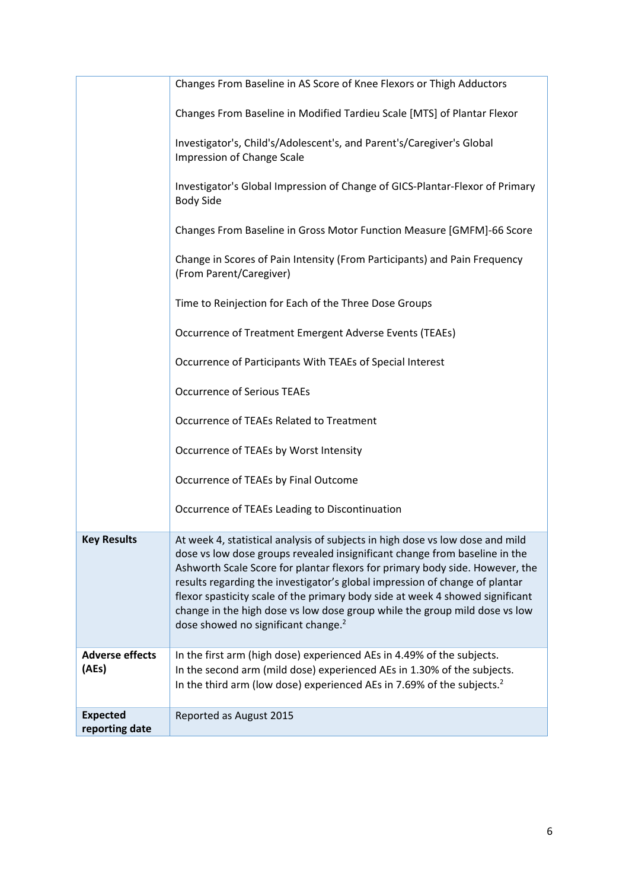| | |
|---|---|
| | Changes From Baseline in AS Score of Knee Flexors or Thigh Adductors<br><br>Changes From Baseline in Modified Tardieu Scale [MTS] of Plantar Flexor<br><br>Investigator's, Child's/Adolescent's, and Parent's/Caregiver's Global Impression of Change Scale<br><br>Investigator's Global Impression of Change of GICS-Plantar-Flexor of Primary Body Side<br><br>Changes From Baseline in Gross Motor Function Measure [GMFM]-66 Score<br><br>Change in Scores of Pain Intensity (From Participants) and Pain Frequency (From Parent/Caregiver)<br><br>Time to Reinjection for Each of the Three Dose Groups<br><br>Occurrence of Treatment Emergent Adverse Events (TEAEs)<br><br>Occurrence of Participants With TEAEs of Special Interest<br><br>Occurrence of Serious TEAEs<br><br>Occurrence of TEAEs Related to Treatment<br><br>Occurrence of TEAEs by Worst Intensity<br><br>Occurrence of TEAEs by Final Outcome<br><br>Occurrence of TEAEs Leading to Discontinuation |
| **Key Results** | At week 4, statistical analysis of subjects in high dose vs low dose and mild dose vs low dose groups revealed insignificant change from baseline in the Ashworth Scale Score for plantar flexors for primary body side. However, the results regarding the investigator's global impression of change of plantar flexor spasticity scale of the primary body side at week 4 showed significant change in the high dose vs low dose group while the group mild dose vs low dose showed no significant change.[2] |
| **Adverse effects (AEs)** | In the first arm (high dose) experienced AEs in 4.49% of the subjects.<br>In the second arm (mild dose) experienced AEs in 1.30% of the subjects.<br>In the third arm (low dose) experienced AEs in 7.69% of the subjects.[2] |
| **Expected reporting date** | Reported as August 2015 |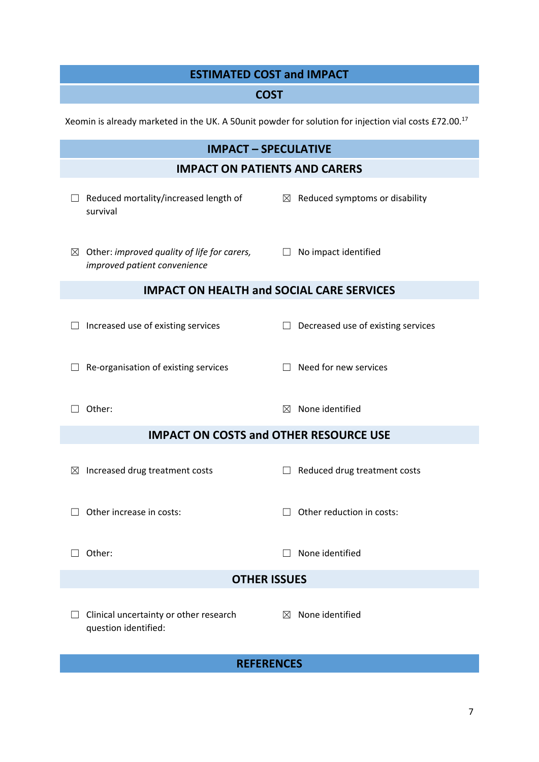## ESTIMATED COST and IMPACT

### COST

Xeomin is already marketed in the UK. A 50unit powder for solution for injection vial costs £72.00.[17]

## IMPACT – SPECULATIVE

### IMPACT ON PATIENTS AND CARERS

☐ Reduced mortality/increased length of survival

☒ Reduced symptoms or disability

☒ Other: *improved quality of life for carers, improved patient convenience*

☐ No impact identified

### IMPACT ON HEALTH and SOCIAL CARE SERVICES

☐ Increased use of existing services

☐ Decreased use of existing services

☐ Re-organisation of existing services

☐ Need for new services

☐ Other:

☒ None identified

### IMPACT ON COSTS and OTHER RESOURCE USE

☒ Increased drug treatment costs

☐ Reduced drug treatment costs

☐ Other increase in costs:

☐ Other reduction in costs:

☐ Other:

☐ None identified

### OTHER ISSUES

☐ Clinical uncertainty or other research question identified:

☒ None identified

## REFERENCES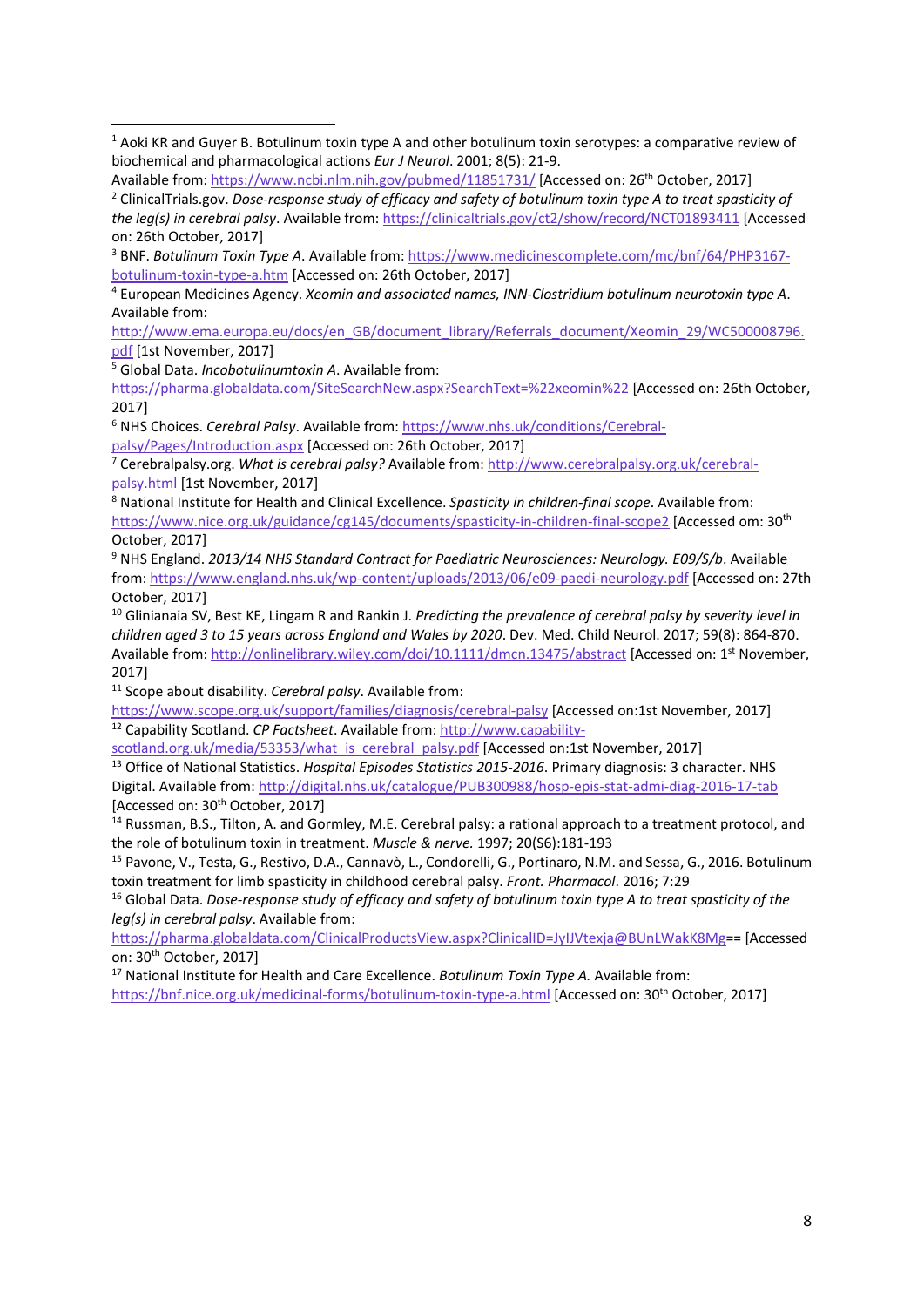[1] Aoki KR and Guyer B. Botulinum toxin type A and other botulinum toxin serotypes: a comparative review of biochemical and pharmacological actions *Eur J Neurol*. 2001; 8(5): 21-9. Available from: https://www.ncbi.nlm.nih.gov/pubmed/11851731/ [Accessed on: 26th October, 2017]

[2] ClinicalTrials.gov. *Dose-response study of efficacy and safety of botulinum toxin type A to treat spasticity of the leg(s) in cerebral palsy*. Available from: https://clinicaltrials.gov/ct2/show/record/NCT01893411 [Accessed on: 26th October, 2017]

[3] BNF. *Botulinum Toxin Type A*. Available from: https://www.medicinescomplete.com/mc/bnf/64/PHP3167-botulinum-toxin-type-a.htm [Accessed on: 26th October, 2017]

[4] European Medicines Agency. *Xeomin and associated names, INN-Clostridium botulinum neurotoxin type A*. Available from: http://www.ema.europa.eu/docs/en_GB/document_library/Referrals_document/Xeomin_29/WC500008796.pdf [1st November, 2017]

[5] Global Data. *Incobotulinumtoxin A*. Available from: https://pharma.globaldata.com/SiteSearchNew.aspx?SearchText=%22xeomin%22 [Accessed on: 26th October, 2017]

[6] NHS Choices. *Cerebral Palsy*. Available from: https://www.nhs.uk/conditions/Cerebral-palsy/Pages/Introduction.aspx [Accessed on: 26th October, 2017]

[7] Cerebralpalsy.org. *What is cerebral palsy?* Available from: http://www.cerebralpalsy.org.uk/cerebral-palsy.html [1st November, 2017]

[8] National Institute for Health and Clinical Excellence. *Spasticity in children-final scope*. Available from: https://www.nice.org.uk/guidance/cg145/documents/spasticity-in-children-final-scope2 [Accessed om: 30th October, 2017]

[9] NHS England. *2013/14 NHS Standard Contract for Paediatric Neurosciences: Neurology. E09/S/b*. Available from: https://www.england.nhs.uk/wp-content/uploads/2013/06/e09-paedi-neurology.pdf [Accessed on: 27th October, 2017]

[10] Glinianaia SV, Best KE, Lingam R and Rankin J. *Predicting the prevalence of cerebral palsy by severity level in children aged 3 to 15 years across England and Wales by 2020*. Dev. Med. Child Neurol. 2017; 59(8): 864-870. Available from: http://onlinelibrary.wiley.com/doi/10.1111/dmcn.13475/abstract [Accessed on: 1st November, 2017]

[11] Scope about disability. *Cerebral palsy*. Available from: https://www.scope.org.uk/support/families/diagnosis/cerebral-palsy [Accessed on:1st November, 2017]

[12] Capability Scotland. *CP Factsheet*. Available from: http://www.capability-scotland.org.uk/media/53353/what_is_cerebral_palsy.pdf [Accessed on:1st November, 2017]

[13] Office of National Statistics. *Hospital Episodes Statistics 2015-2016*. Primary diagnosis: 3 character. NHS Digital. Available from: http://digital.nhs.uk/catalogue/PUB300988/hosp-epis-stat-admi-diag-2016-17-tab [Accessed on: 30th October, 2017]

[14] Russman, B.S., Tilton, A. and Gormley, M.E. Cerebral palsy: a rational approach to a treatment protocol, and the role of botulinum toxin in treatment. *Muscle & nerve.* 1997; 20(S6):181-193

[15] Pavone, V., Testa, G., Restivo, D.A., Cannavò, L., Condorelli, G., Portinaro, N.M. and Sessa, G., 2016. Botulinum toxin treatment for limb spasticity in childhood cerebral palsy. *Front. Pharmacol*. 2016; 7:29

[16] Global Data. *Dose-response study of efficacy and safety of botulinum toxin type A to treat spasticity of the leg(s) in cerebral palsy*. Available from: https://pharma.globaldata.com/ClinicalProductsView.aspx?ClinicalID=JylJVtexja@BUnLWakK8Mg== [Accessed on: 30th October, 2017]

[17] National Institute for Health and Care Excellence. *Botulinum Toxin Type A.* Available from: https://bnf.nice.org.uk/medicinal-forms/botulinum-toxin-type-a.html [Accessed on: 30th October, 2017]